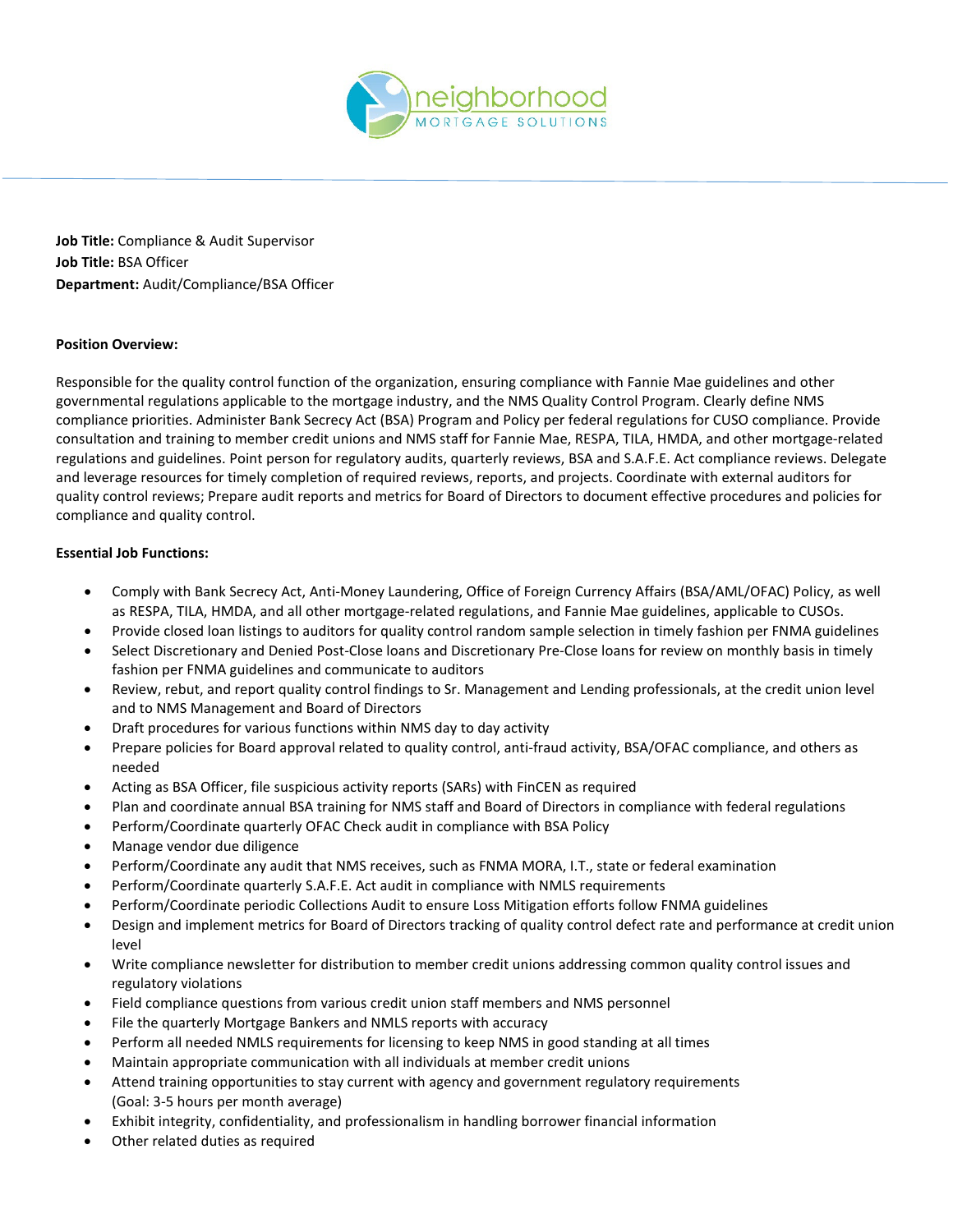**Job Title:** Compliance & Audit Supervisor
**Job Title:** BSA Officer
**Department:** Audit/Compliance/BSA Officer

**Position Overview:**

Responsible for the quality control function of the organization, ensuring compliance with Fannie Mae guidelines and other governmental regulations applicable to the mortgage industry, and the NMS Quality Control Program. Clearly define NMS compliance priorities. Administer Bank Secrecy Act (BSA) Program and Policy per federal regulations for CUSO compliance. Provide consultation and training to member credit unions and NMS staff for Fannie Mae, RESPA, TILA, HMDA, and other mortgage-related regulations and guidelines. Point person for regulatory audits, quarterly reviews, BSA and S.A.F.E. Act compliance reviews. Delegate and leverage resources for timely completion of required reviews, reports, and projects. Coordinate with external auditors for quality control reviews; Prepare audit reports and metrics for Board of Directors to document effective procedures and policies for compliance and quality control.

**Essential Job Functions:**

- Comply with Bank Secrecy Act, Anti-Money Laundering, Office of Foreign Currency Affairs (BSA/AML/OFAC) Policy, as well as RESPA, TILA, HMDA, and all other mortgage-related regulations, and Fannie Mae guidelines, applicable to CUSOs.
- Provide closed loan listings to auditors for quality control random sample selection in timely fashion per FNMA guidelines
- Select Discretionary and Denied Post-Close loans and Discretionary Pre-Close loans for review on monthly basis in timely fashion per FNMA guidelines and communicate to auditors
- Review, rebut, and report quality control findings to Sr. Management and Lending professionals, at the credit union level and to NMS Management and Board of Directors
- Draft procedures for various functions within NMS day to day activity
- Prepare policies for Board approval related to quality control, anti-fraud activity, BSA/OFAC compliance, and others as needed
- Acting as BSA Officer, file suspicious activity reports (SARs) with FinCEN as required
- Plan and coordinate annual BSA training for NMS staff and Board of Directors in compliance with federal regulations
- Perform/Coordinate quarterly OFAC Check audit in compliance with BSA Policy
- Manage vendor due diligence
- Perform/Coordinate any audit that NMS receives, such as FNMA MORA, I.T., state or federal examination
- Perform/Coordinate quarterly S.A.F.E. Act audit in compliance with NMLS requirements
- Perform/Coordinate periodic Collections Audit to ensure Loss Mitigation efforts follow FNMA guidelines
- Design and implement metrics for Board of Directors tracking of quality control defect rate and performance at credit union level
- Write compliance newsletter for distribution to member credit unions addressing common quality control issues and regulatory violations
- Field compliance questions from various credit union staff members and NMS personnel
- File the quarterly Mortgage Bankers and NMLS reports with accuracy
- Perform all needed NMLS requirements for licensing to keep NMS in good standing at all times
- Maintain appropriate communication with all individuals at member credit unions
- Attend training opportunities to stay current with agency and government regulatory requirements (Goal: 3-5 hours per month average)
- Exhibit integrity, confidentiality, and professionalism in handling borrower financial information
- Other related duties as required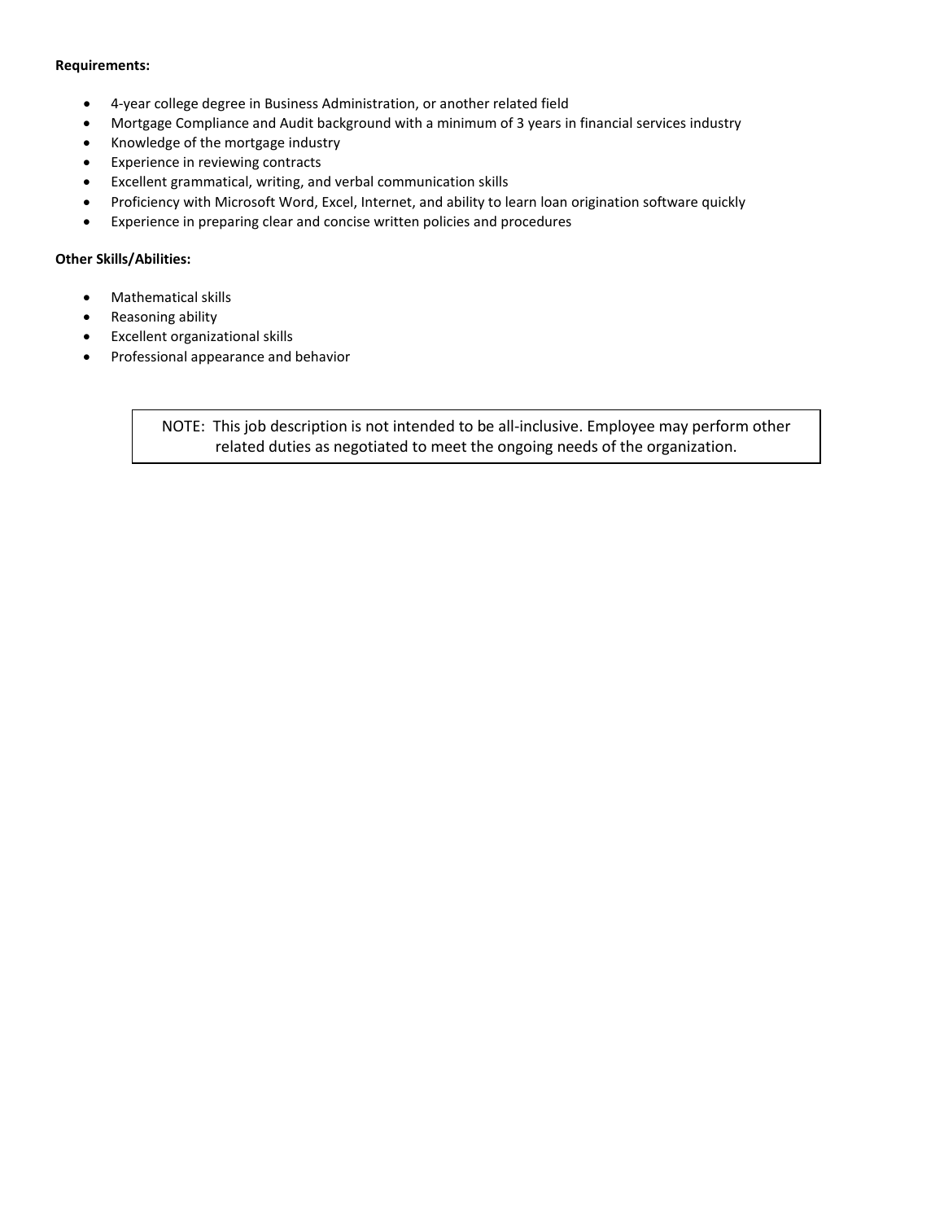**Requirements:**

- 4-year college degree in Business Administration, or another related field
- Mortgage Compliance and Audit background with a minimum of 3 years in financial services industry
- Knowledge of the mortgage industry
- Experience in reviewing contracts
- Excellent grammatical, writing, and verbal communication skills
- Proficiency with Microsoft Word, Excel, Internet, and ability to learn loan origination software quickly
- Experience in preparing clear and concise written policies and procedures

**Other Skills/Abilities:**

- Mathematical skills
- Reasoning ability
- Excellent organizational skills
- Professional appearance and behavior

NOTE: This job description is not intended to be all-inclusive. Employee may perform other related duties as negotiated to meet the ongoing needs of the organization.